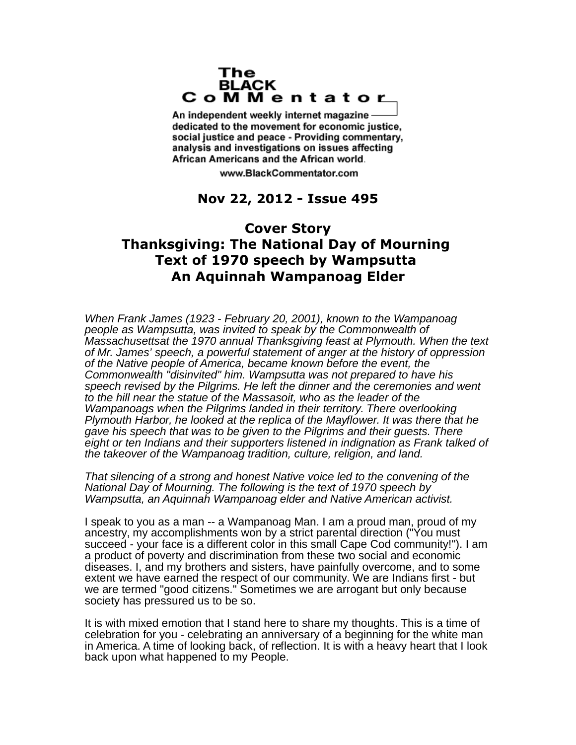# The BLACK CoMMentator

An independent weekly internet magazine dedicated to the movement for economic justice, social justice and peace - Providing commentary, analysis and investigations on issues affecting African Americans and the African world.

www.BlackCommentator.com

**Nov 22, 2012 - Issue 495**

## Cover Story
## Thanksgiving: The National Day of Mourning
## Text of 1970 speech by Wampsutta
## An Aquinnah Wampanoag Elder

*When Frank James (1923 - February 20, 2001), known to the Wampanoag people as Wampsutta, was invited to speak by the Commonwealth of Massachusettsat the 1970 annual Thanksgiving feast at Plymouth. When the text of Mr. James' speech, a powerful statement of anger at the history of oppression of the Native people of America, became known before the event, the Commonwealth "disinvited" him. Wampsutta was not prepared to have his speech revised by the Pilgrims. He left the dinner and the ceremonies and went to the hill near the statue of the Massasoit, who as the leader of the Wampanoags when the Pilgrims landed in their territory. There overlooking Plymouth Harbor, he looked at the replica of the Mayflower. It was there that he gave his speech that was to be given to the Pilgrims and their guests. There eight or ten Indians and their supporters listened in indignation as Frank talked of the takeover of the Wampanoag tradition, culture, religion, and land.*

*That silencing of a strong and honest Native voice led to the convening of the National Day of Mourning. The following is the text of 1970 speech by Wampsutta, an Aquinnah Wampanoag elder and Native American activist.*

I speak to you as a man -- a Wampanoag Man. I am a proud man, proud of my ancestry, my accomplishments won by a strict parental direction ("You must succeed - your face is a different color in this small Cape Cod community!"). I am a product of poverty and discrimination from these two social and economic diseases. I, and my brothers and sisters, have painfully overcome, and to some extent we have earned the respect of our community. We are Indians first - but we are termed "good citizens." Sometimes we are arrogant but only because society has pressured us to be so.

It is with mixed emotion that I stand here to share my thoughts. This is a time of celebration for you - celebrating an anniversary of a beginning for the white man in America. A time of looking back, of reflection. It is with a heavy heart that I look back upon what happened to my People.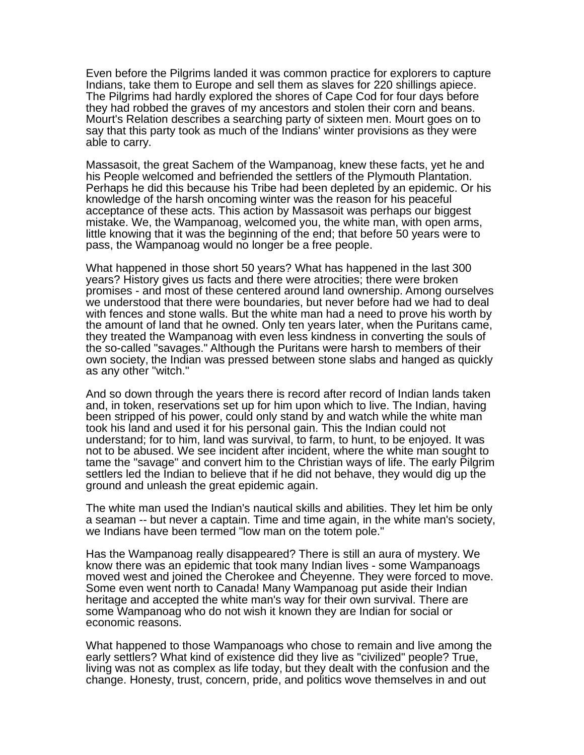Even before the Pilgrims landed it was common practice for explorers to capture Indians, take them to Europe and sell them as slaves for 220 shillings apiece. The Pilgrims had hardly explored the shores of Cape Cod for four days before they had robbed the graves of my ancestors and stolen their corn and beans. Mourt's Relation describes a searching party of sixteen men. Mourt goes on to say that this party took as much of the Indians' winter provisions as they were able to carry.

Massasoit, the great Sachem of the Wampanoag, knew these facts, yet he and his People welcomed and befriended the settlers of the Plymouth Plantation. Perhaps he did this because his Tribe had been depleted by an epidemic. Or his knowledge of the harsh oncoming winter was the reason for his peaceful acceptance of these acts. This action by Massasoit was perhaps our biggest mistake. We, the Wampanoag, welcomed you, the white man, with open arms, little knowing that it was the beginning of the end; that before 50 years were to pass, the Wampanoag would no longer be a free people.

What happened in those short 50 years? What has happened in the last 300 years? History gives us facts and there were atrocities; there were broken promises - and most of these centered around land ownership. Among ourselves we understood that there were boundaries, but never before had we had to deal with fences and stone walls. But the white man had a need to prove his worth by the amount of land that he owned. Only ten years later, when the Puritans came, they treated the Wampanoag with even less kindness in converting the souls of the so-called "savages." Although the Puritans were harsh to members of their own society, the Indian was pressed between stone slabs and hanged as quickly as any other "witch."

And so down through the years there is record after record of Indian lands taken and, in token, reservations set up for him upon which to live. The Indian, having been stripped of his power, could only stand by and watch while the white man took his land and used it for his personal gain. This the Indian could not understand; for to him, land was survival, to farm, to hunt, to be enjoyed. It was not to be abused. We see incident after incident, where the white man sought to tame the "savage" and convert him to the Christian ways of life. The early Pilgrim settlers led the Indian to believe that if he did not behave, they would dig up the ground and unleash the great epidemic again.

The white man used the Indian's nautical skills and abilities. They let him be only a seaman -- but never a captain. Time and time again, in the white man's society, we Indians have been termed "low man on the totem pole."

Has the Wampanoag really disappeared? There is still an aura of mystery. We know there was an epidemic that took many Indian lives - some Wampanoags moved west and joined the Cherokee and Cheyenne. They were forced to move. Some even went north to Canada! Many Wampanoag put aside their Indian heritage and accepted the white man's way for their own survival. There are some Wampanoag who do not wish it known they are Indian for social or economic reasons.

What happened to those Wampanoags who chose to remain and live among the early settlers? What kind of existence did they live as "civilized" people? True, living was not as complex as life today, but they dealt with the confusion and the change. Honesty, trust, concern, pride, and politics wove themselves in and out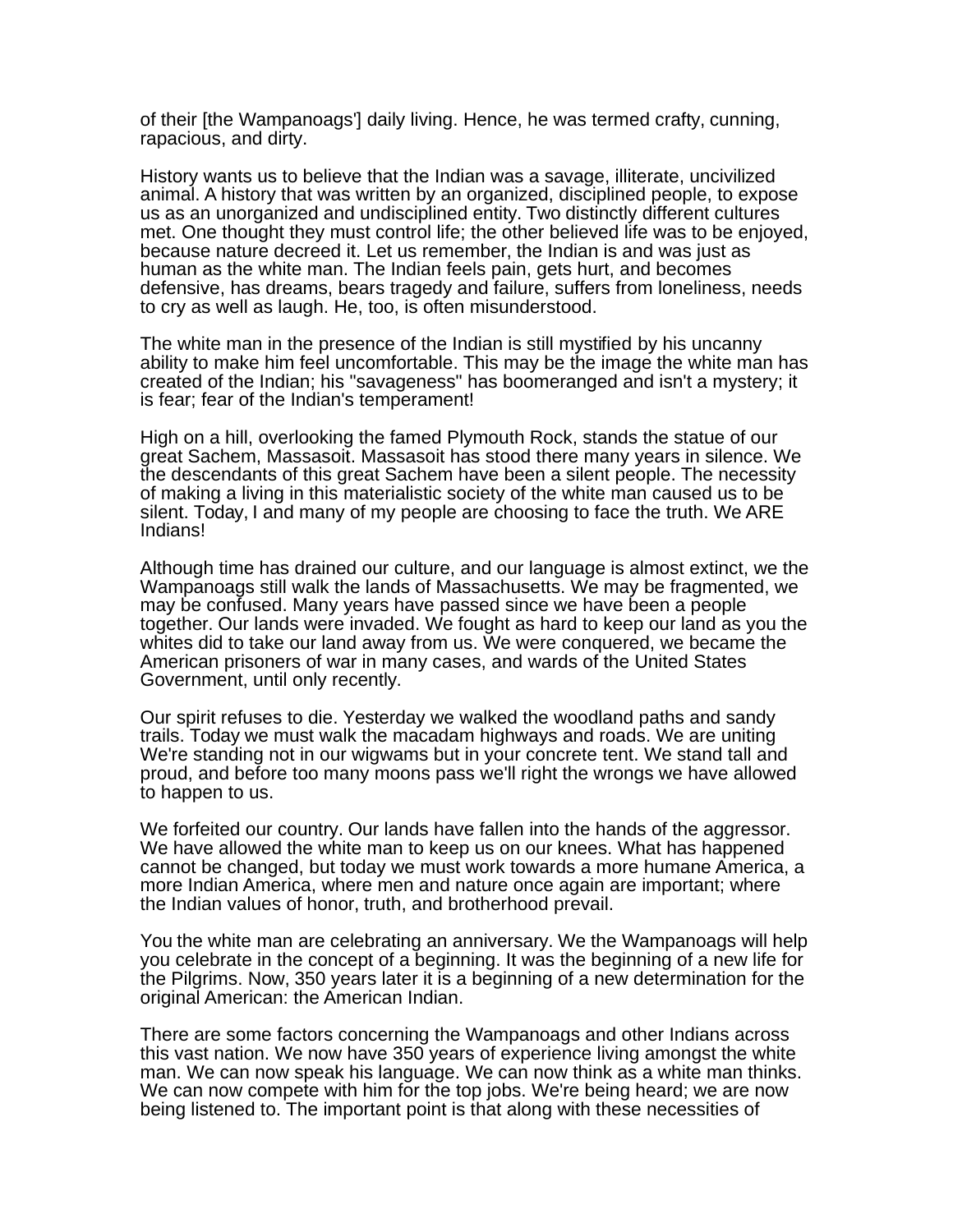of their [the Wampanoags'] daily living. Hence, he was termed crafty, cunning, rapacious, and dirty.

History wants us to believe that the Indian was a savage, illiterate, uncivilized animal. A history that was written by an organized, disciplined people, to expose us as an unorganized and undisciplined entity. Two distinctly different cultures met. One thought they must control life; the other believed life was to be enjoyed, because nature decreed it. Let us remember, the Indian is and was just as human as the white man. The Indian feels pain, gets hurt, and becomes defensive, has dreams, bears tragedy and failure, suffers from loneliness, needs to cry as well as laugh. He, too, is often misunderstood.

The white man in the presence of the Indian is still mystified by his uncanny ability to make him feel uncomfortable. This may be the image the white man has created of the Indian; his "savageness" has boomeranged and isn't a mystery; it is fear; fear of the Indian's temperament!

High on a hill, overlooking the famed Plymouth Rock, stands the statue of our great Sachem, Massasoit. Massasoit has stood there many years in silence. We the descendants of this great Sachem have been a silent people. The necessity of making a living in this materialistic society of the white man caused us to be silent. Today, I and many of my people are choosing to face the truth. We ARE Indians!

Although time has drained our culture, and our language is almost extinct, we the Wampanoags still walk the lands of Massachusetts. We may be fragmented, we may be confused. Many years have passed since we have been a people together. Our lands were invaded. We fought as hard to keep our land as you the whites did to take our land away from us. We were conquered, we became the American prisoners of war in many cases, and wards of the United States Government, until only recently.

Our spirit refuses to die. Yesterday we walked the woodland paths and sandy trails. Today we must walk the macadam highways and roads. We are uniting We're standing not in our wigwams but in your concrete tent. We stand tall and proud, and before too many moons pass we'll right the wrongs we have allowed to happen to us.

We forfeited our country. Our lands have fallen into the hands of the aggressor. We have allowed the white man to keep us on our knees. What has happened cannot be changed, but today we must work towards a more humane America, a more Indian America, where men and nature once again are important; where the Indian values of honor, truth, and brotherhood prevail.

You the white man are celebrating an anniversary. We the Wampanoags will help you celebrate in the concept of a beginning. It was the beginning of a new life for the Pilgrims. Now, 350 years later it is a beginning of a new determination for the original American: the American Indian.

There are some factors concerning the Wampanoags and other Indians across this vast nation. We now have 350 years of experience living amongst the white man. We can now speak his language. We can now think as a white man thinks. We can now compete with him for the top jobs. We're being heard; we are now being listened to. The important point is that along with these necessities of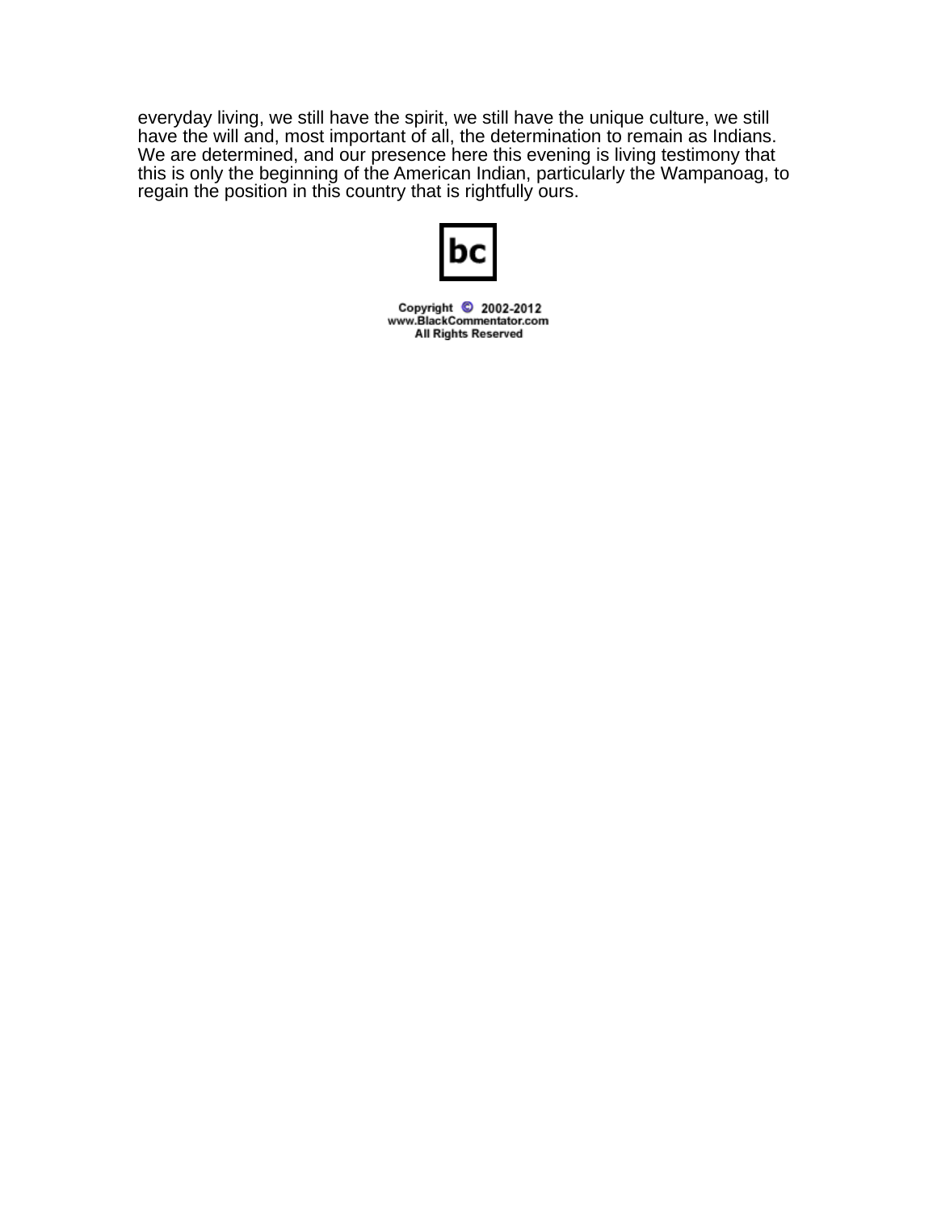everyday living, we still have the spirit, we still have the unique culture, we still have the will and, most important of all, the determination to remain as Indians. We are determined, and our presence here this evening is living testimony that this is only the beginning of the American Indian, particularly the Wampanoag, to regain the position in this country that is rightfully ours.

bc

Copyright © 2002-2012
www.BlackCommentator.com
All Rights Reserved